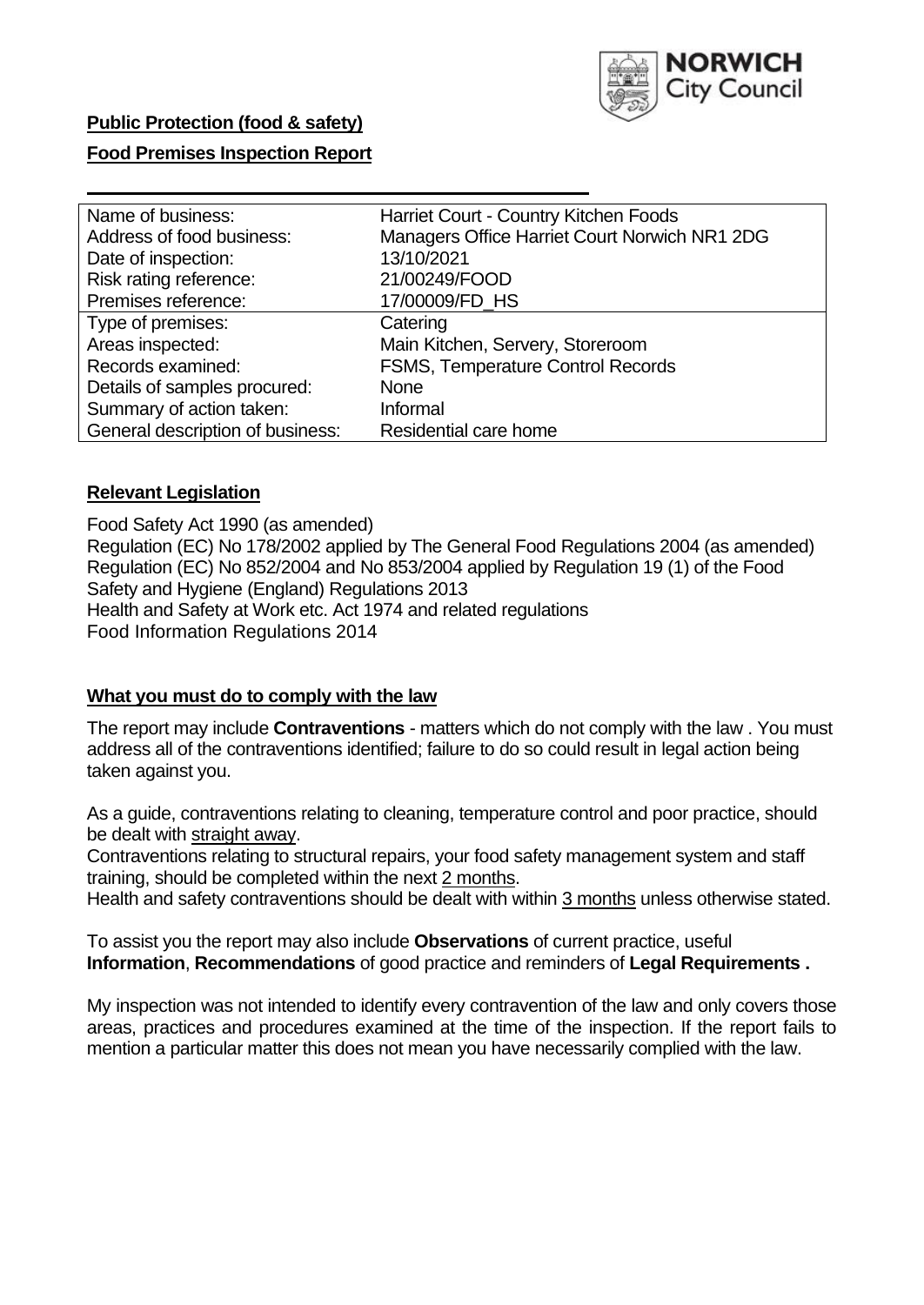**Public Protection (food & safety)**

**Food Premises Inspection Report**

| Name of business: | Harriet Court - Country Kitchen Foods |
|---|---|
| Address of food business: | Managers Office Harriet Court Norwich NR1 2DG |
| Date of inspection: | 13/10/2021 |
| Risk rating reference: | 21/00249/FOOD |
| Premises reference: | 17/00009/FD_HS |
| Type of premises: | Catering |
| Areas inspected: | Main Kitchen, Servery, Storeroom |
| Records examined: | FSMS, Temperature Control Records |
| Details of samples procured: | None |
| Summary of action taken: | Informal |
| General description of business: | Residential care home |

## **Relevant Legislation**

Food Safety Act 1990 (as amended)
Regulation (EC) No 178/2002 applied by The General Food Regulations 2004 (as amended)
Regulation (EC) No 852/2004 and No 853/2004 applied by Regulation 19 (1) of the Food Safety and Hygiene (England) Regulations 2013
Health and Safety at Work etc. Act 1974 and related regulations
Food Information Regulations 2014

## **What you must do to comply with the law**

The report may include **Contraventions** - matters which do not comply with the law . You must address all of the contraventions identified; failure to do so could result in legal action being taken against you.

As a guide, contraventions relating to cleaning, temperature control and poor practice, should be dealt with straight away.

Contraventions relating to structural repairs, your food safety management system and staff training, should be completed within the next 2 months.

Health and safety contraventions should be dealt with within 3 months unless otherwise stated.

To assist you the report may also include **Observations** of current practice, useful **Information**, **Recommendations** of good practice and reminders of **Legal Requirements .**

My inspection was not intended to identify every contravention of the law and only covers those areas, practices and procedures examined at the time of the inspection. If the report fails to mention a particular matter this does not mean you have necessarily complied with the law.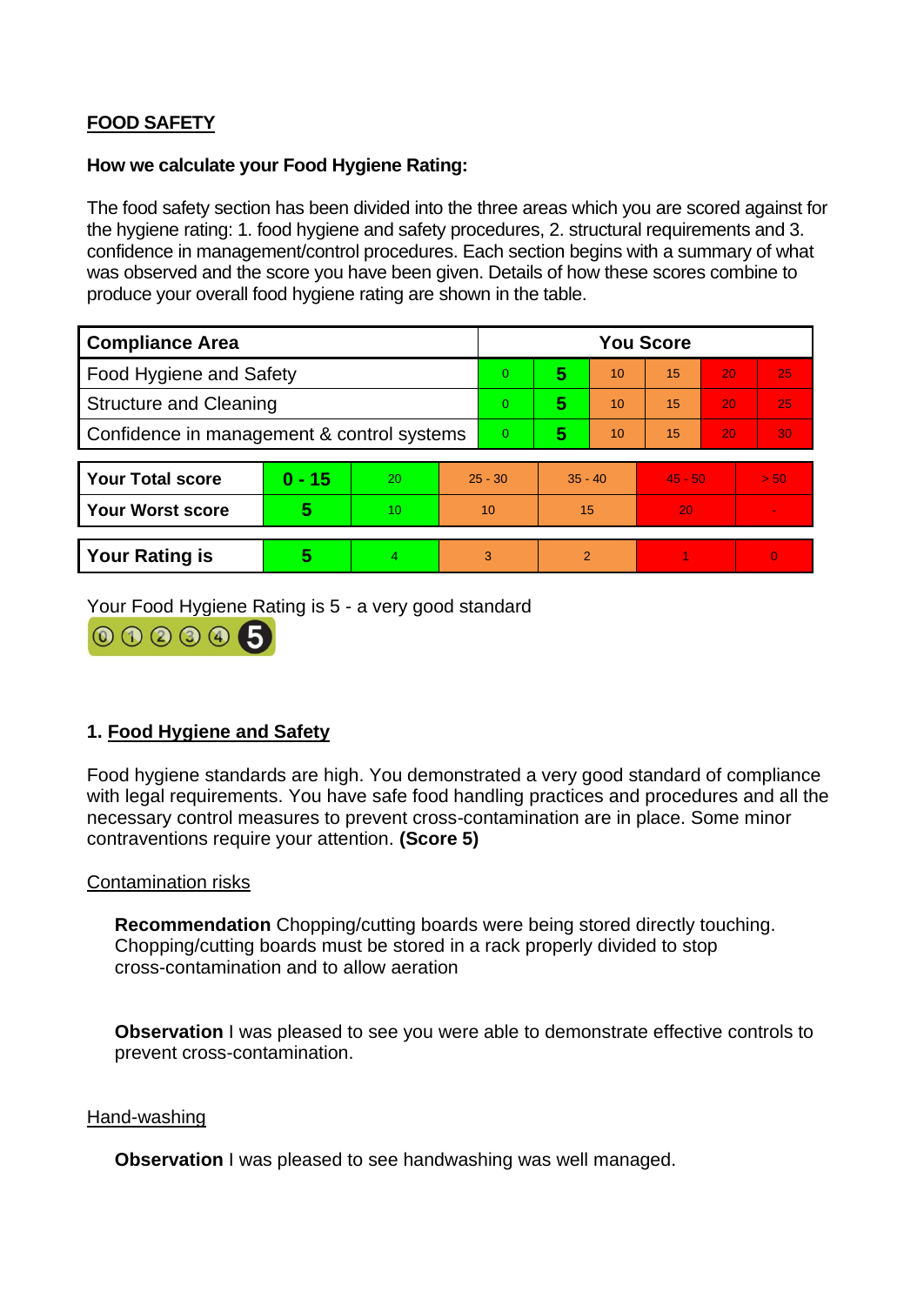## FOOD SAFETY

**How we calculate your Food Hygiene Rating:**

The food safety section has been divided into the three areas which you are scored against for the hygiene rating: 1. food hygiene and safety procedures, 2. structural requirements and 3. confidence in management/control procedures. Each section begins with a summary of what was observed and the score you have been given. Details of how these scores combine to produce your overall food hygiene rating are shown in the table.

| Compliance Area | You Score | | | | | |
|---|---|---|---|---|---|---|
| Food Hygiene and Safety | 0 | **5** | 10 | 15 | 20 | 25 |
| Structure and Cleaning | 0 | **5** | 10 | 15 | 20 | 25 |
| Confidence in management & control systems | 0 | **5** | 10 | 15 | 20 | 30 |

| | | | | | | |
|---|---|---|---|---|---|---|
| **Your Total score** | **0 - 15** | 20 | 25 - 30 | 35 - 40 | 45 - 50 | > 50 |
| **Your Worst score** | **5** | 10 | 10 | 15 | 20 | - |
| **Your Rating is** | **5** | 4 | 3 | 2 | 1 | 0 |

Your Food Hygiene Rating is 5 - a very good standard

### 1. Food Hygiene and Safety

Food hygiene standards are high. You demonstrated a very good standard of compliance with legal requirements. You have safe food handling practices and procedures and all the necessary control measures to prevent cross-contamination are in place. Some minor contraventions require your attention. **(Score 5)**

Contamination risks

**Recommendation** Chopping/cutting boards were being stored directly touching. Chopping/cutting boards must be stored in a rack properly divided to stop cross-contamination and to allow aeration

**Observation** I was pleased to see you were able to demonstrate effective controls to prevent cross-contamination.

Hand-washing

**Observation** I was pleased to see handwashing was well managed.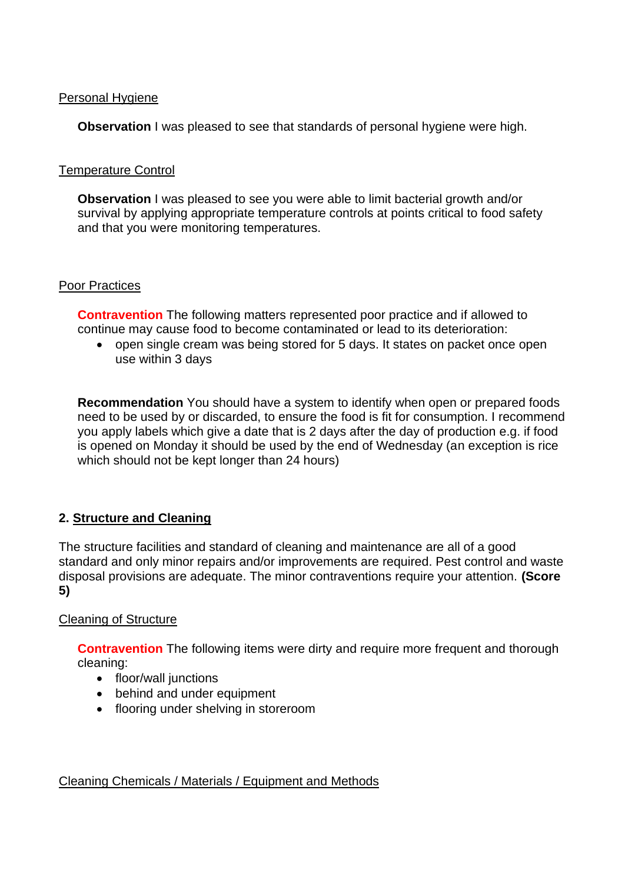Personal Hygiene

**Observation** I was pleased to see that standards of personal hygiene were high.

Temperature Control

**Observation** I was pleased to see you were able to limit bacterial growth and/or survival by applying appropriate temperature controls at points critical to food safety and that you were monitoring temperatures.

Poor Practices

**Contravention** The following matters represented poor practice and if allowed to continue may cause food to become contaminated or lead to its deterioration:

- open single cream was being stored for 5 days. It states on packet once open use within 3 days

**Recommendation** You should have a system to identify when open or prepared foods need to be used by or discarded, to ensure the food is fit for consumption. I recommend you apply labels which give a date that is 2 days after the day of production e.g. if food is opened on Monday it should be used by the end of Wednesday (an exception is rice which should not be kept longer than 24 hours)

## 2. Structure and Cleaning

The structure facilities and standard of cleaning and maintenance are all of a good standard and only minor repairs and/or improvements are required. Pest control and waste disposal provisions are adequate. The minor contraventions require your attention. **(Score 5)**

Cleaning of Structure

**Contravention** The following items were dirty and require more frequent and thorough cleaning:

- floor/wall junctions
- behind and under equipment
- flooring under shelving in storeroom

Cleaning Chemicals / Materials / Equipment and Methods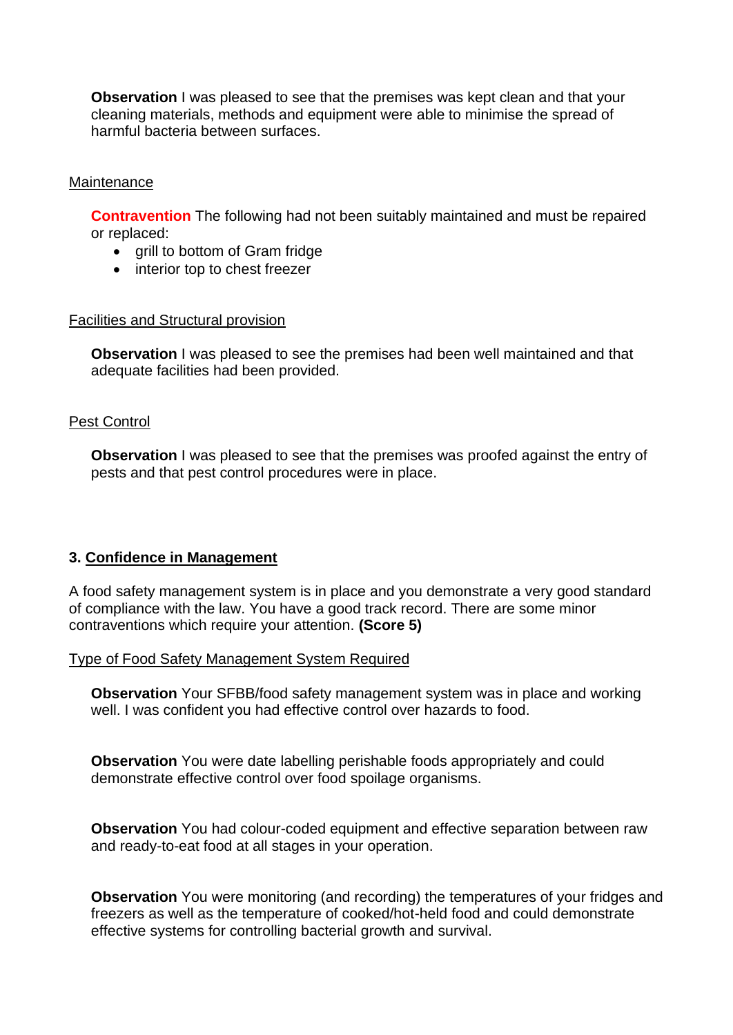**Observation** I was pleased to see that the premises was kept clean and that your cleaning materials, methods and equipment were able to minimise the spread of harmful bacteria between surfaces.

Maintenance

**Contravention** The following had not been suitably maintained and must be repaired or replaced:

- grill to bottom of Gram fridge
- interior top to chest freezer

Facilities and Structural provision

**Observation** I was pleased to see the premises had been well maintained and that adequate facilities had been provided.

Pest Control

**Observation** I was pleased to see that the premises was proofed against the entry of pests and that pest control procedures were in place.

## 3. Confidence in Management

A food safety management system is in place and you demonstrate a very good standard of compliance with the law. You have a good track record. There are some minor contraventions which require your attention. **(Score 5)**

Type of Food Safety Management System Required

**Observation** Your SFBB/food safety management system was in place and working well. I was confident you had effective control over hazards to food.

**Observation** You were date labelling perishable foods appropriately and could demonstrate effective control over food spoilage organisms.

**Observation** You had colour-coded equipment and effective separation between raw and ready-to-eat food at all stages in your operation.

**Observation** You were monitoring (and recording) the temperatures of your fridges and freezers as well as the temperature of cooked/hot-held food and could demonstrate effective systems for controlling bacterial growth and survival.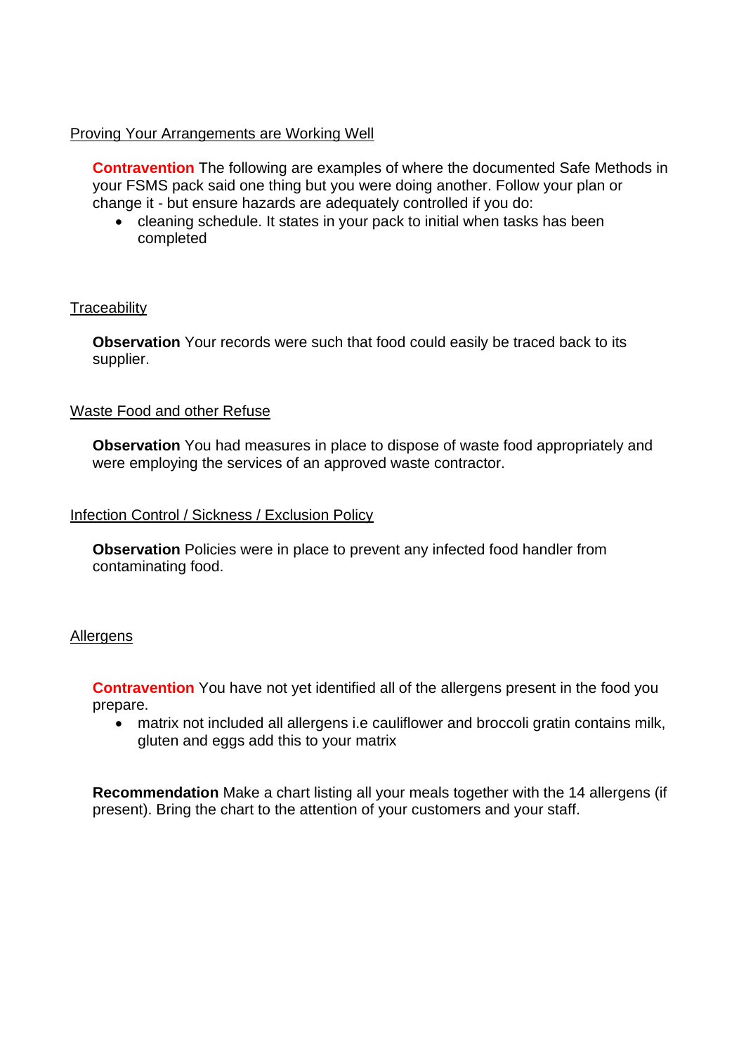<u>Proving Your Arrangements are Working Well</u>

**Contravention** The following are examples of where the documented Safe Methods in your FSMS pack said one thing but you were doing another. Follow your plan or change it - but ensure hazards are adequately controlled if you do:

- cleaning schedule. It states in your pack to initial when tasks has been completed

<u>Traceability</u>

**Observation** Your records were such that food could easily be traced back to its supplier.

<u>Waste Food and other Refuse</u>

**Observation** You had measures in place to dispose of waste food appropriately and were employing the services of an approved waste contractor.

<u>Infection Control / Sickness / Exclusion Policy</u>

**Observation** Policies were in place to prevent any infected food handler from contaminating food.

<u>Allergens</u>

**Contravention** You have not yet identified all of the allergens present in the food you prepare.

- matrix not included all allergens i.e cauliflower and broccoli gratin contains milk, gluten and eggs add this to your matrix

**Recommendation** Make a chart listing all your meals together with the 14 allergens (if present). Bring the chart to the attention of your customers and your staff.